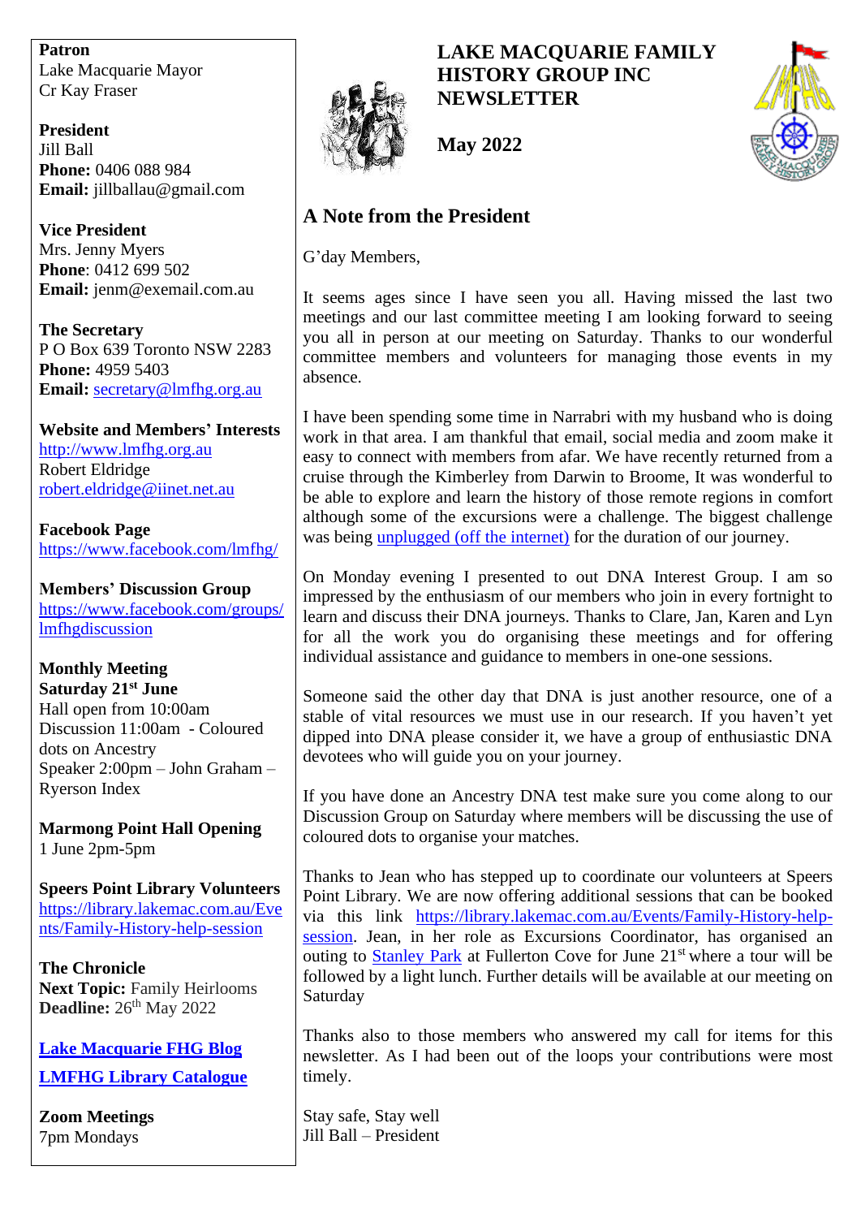# LAKE MACQUARIE FAMILY HISTORY GROUP INC NEWSLETTER

**May 2022**

**Patron**
Lake Macquarie Mayor
Cr Kay Fraser

**President**
Jill Ball
**Phone:** 0406 088 984
**Email:** jillballau@gmail.com

**Vice President**
Mrs. Jenny Myers
**Phone**: 0412 699 502
**Email:** jenm@exemail.com.au

**The Secretary**
P O Box 639 Toronto NSW 2283
**Phone:** 4959 5403
**Email:** secretary@lmfhg.org.au

**Website and Members' Interests**
http://www.lmfhg.org.au
Robert Eldridge
robert.eldridge@iinet.net.au

**Facebook Page**
https://www.facebook.com/lmfhg/

**Members' Discussion Group**
https://www.facebook.com/groups/lmfhgdiscussion

**Monthly Meeting**
**Saturday 21st June**
Hall open from 10:00am
Discussion 11:00am - Coloured dots on Ancestry
Speaker 2:00pm – John Graham – Ryerson Index

**Marmong Point Hall Opening**
1 June 2pm-5pm

**Speers Point Library Volunteers**
https://library.lakemac.com.au/Events/Family-History-help-session

**The Chronicle**
**Next Topic:** Family Heirlooms
**Deadline:** 26th May 2022

**Lake Macquarie FHG Blog**

**LMFHG Library Catalogue**

**Zoom Meetings**
7pm Mondays

## A Note from the President

G'day Members,

It seems ages since I have seen you all. Having missed the last two meetings and our last committee meeting I am looking forward to seeing you all in person at our meeting on Saturday. Thanks to our wonderful committee members and volunteers for managing those events in my absence.

I have been spending some time in Narrabri with my husband who is doing work in that area. I am thankful that email, social media and zoom make it easy to connect with members from afar. We have recently returned from a cruise through the Kimberley from Darwin to Broome, It was wonderful to be able to explore and learn the history of those remote regions in comfort although some of the excursions were a challenge. The biggest challenge was being unplugged (off the internet) for the duration of our journey.

On Monday evening I presented to out DNA Interest Group. I am so impressed by the enthusiasm of our members who join in every fortnight to learn and discuss their DNA journeys. Thanks to Clare, Jan, Karen and Lyn for all the work you do organising these meetings and for offering individual assistance and guidance to members in one-one sessions.

Someone said the other day that DNA is just another resource, one of a stable of vital resources we must use in our research. If you haven't yet dipped into DNA please consider it, we have a group of enthusiastic DNA devotees who will guide you on your journey.

If you have done an Ancestry DNA test make sure you come along to our Discussion Group on Saturday where members will be discussing the use of coloured dots to organise your matches.

Thanks to Jean who has stepped up to coordinate our volunteers at Speers Point Library. We are now offering additional sessions that can be booked via this link https://library.lakemac.com.au/Events/Family-History-help-session. Jean, in her role as Excursions Coordinator, has organised an outing to Stanley Park at Fullerton Cove for June 21st where a tour will be followed by a light lunch. Further details will be available at our meeting on Saturday

Thanks also to those members who answered my call for items for this newsletter. As I had been out of the loops your contributions were most timely.

Stay safe, Stay well
Jill Ball – President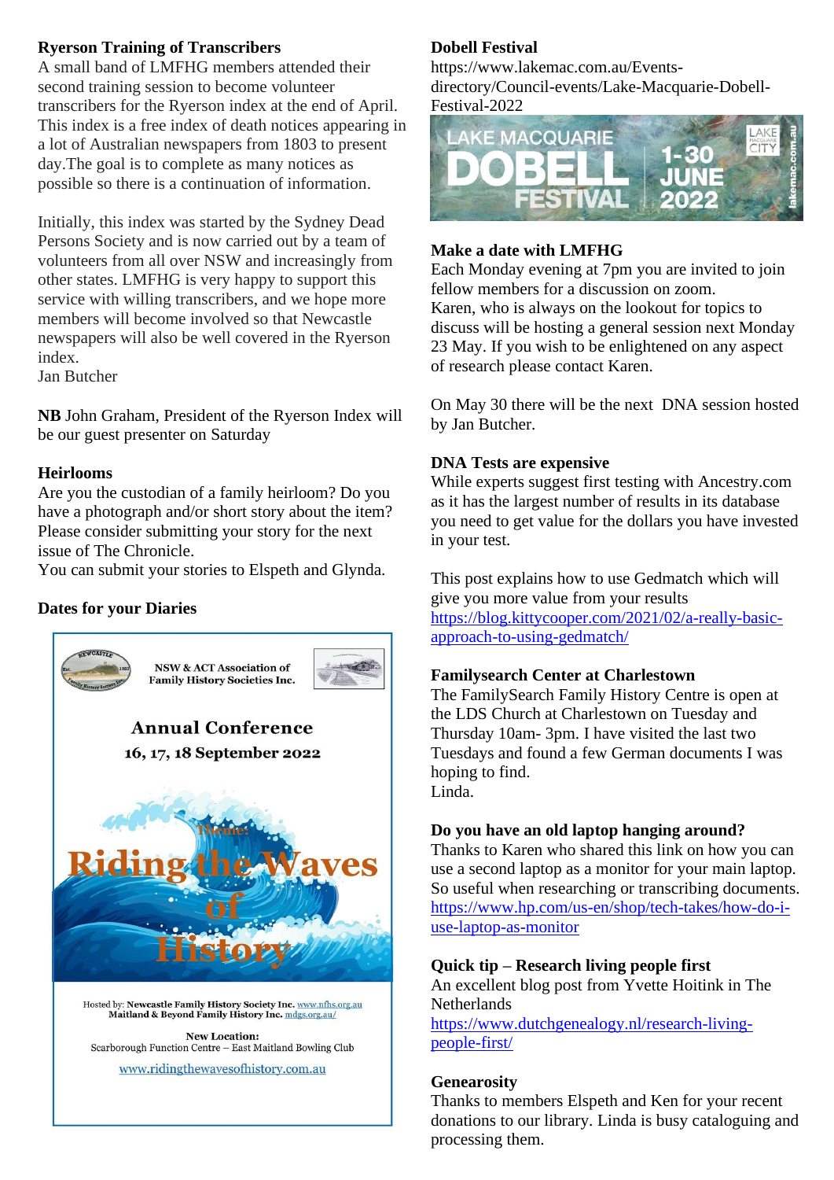**Ryerson Training of Transcribers**

A small band of LMFHG members attended their second training session to become volunteer transcribers for the Ryerson index at the end of April. This index is a free index of death notices appearing in a lot of Australian newspapers from 1803 to present day.The goal is to complete as many notices as possible so there is a continuation of information.

Initially, this index was started by the Sydney Dead Persons Society and is now carried out by a team of volunteers from all over NSW and increasingly from other states. LMFHG is very happy to support this service with willing transcribers, and we hope more members will become involved so that Newcastle newspapers will also be well covered in the Ryerson index.

Jan Butcher

**NB** John Graham, President of the Ryerson Index will be our guest presenter on Saturday

**Heirlooms**

Are you the custodian of a family heirloom? Do you have a photograph and/or short story about the item? Please consider submitting your story for the next issue of The Chronicle.

You can submit your stories to Elspeth and Glynda.

**Dates for your Diaries**

NSW & ACT Association of Family History Societies Inc.

Annual Conference

16, 17, 18 September 2022

Theme: Riding the Waves of History

Hosted by: Newcastle Family History Society Inc. www.nfhs.org.au
Maitland & Beyond Family History Inc. mdgs.org.au/

New Location:
Scarborough Function Centre – East Maitland Bowling Club

www.ridingthewavesofhistory.com.au

**Dobell Festival**

https://www.lakemac.com.au/Events-directory/Council-events/Lake-Macquarie-Dobell-Festival-2022

LAKE MACQUARIE DOBELL FESTIVAL 1-30 JUNE 2022

**Make a date with LMFHG**

Each Monday evening at 7pm you are invited to join fellow members for a discussion on zoom.

Karen, who is always on the lookout for topics to discuss will be hosting a general session next Monday 23 May. If you wish to be enlightened on any aspect of research please contact Karen.

On May 30 there will be the next DNA session hosted by Jan Butcher.

**DNA Tests are expensive**

While experts suggest first testing with Ancestry.com as it has the largest number of results in its database you need to get value for the dollars you have invested in your test.

This post explains how to use Gedmatch which will give you more value from your results
https://blog.kittycooper.com/2021/02/a-really-basic-approach-to-using-gedmatch/

**Familysearch Center at Charlestown**

The FamilySearch Family History Centre is open at the LDS Church at Charlestown on Tuesday and Thursday 10am- 3pm. I have visited the last two Tuesdays and found a few German documents I was hoping to find.

Linda.

**Do you have an old laptop hanging around?**

Thanks to Karen who shared this link on how you can use a second laptop as a monitor for your main laptop. So useful when researching or transcribing documents.
https://www.hp.com/us-en/shop/tech-takes/how-do-i-use-laptop-as-monitor

**Quick tip – Research living people first**

An excellent blog post from Yvette Hoitink in The Netherlands
https://www.dutchgenealogy.nl/research-living-people-first/

**Genearosity**

Thanks to members Elspeth and Ken for your recent donations to our library. Linda is busy cataloguing and processing them.